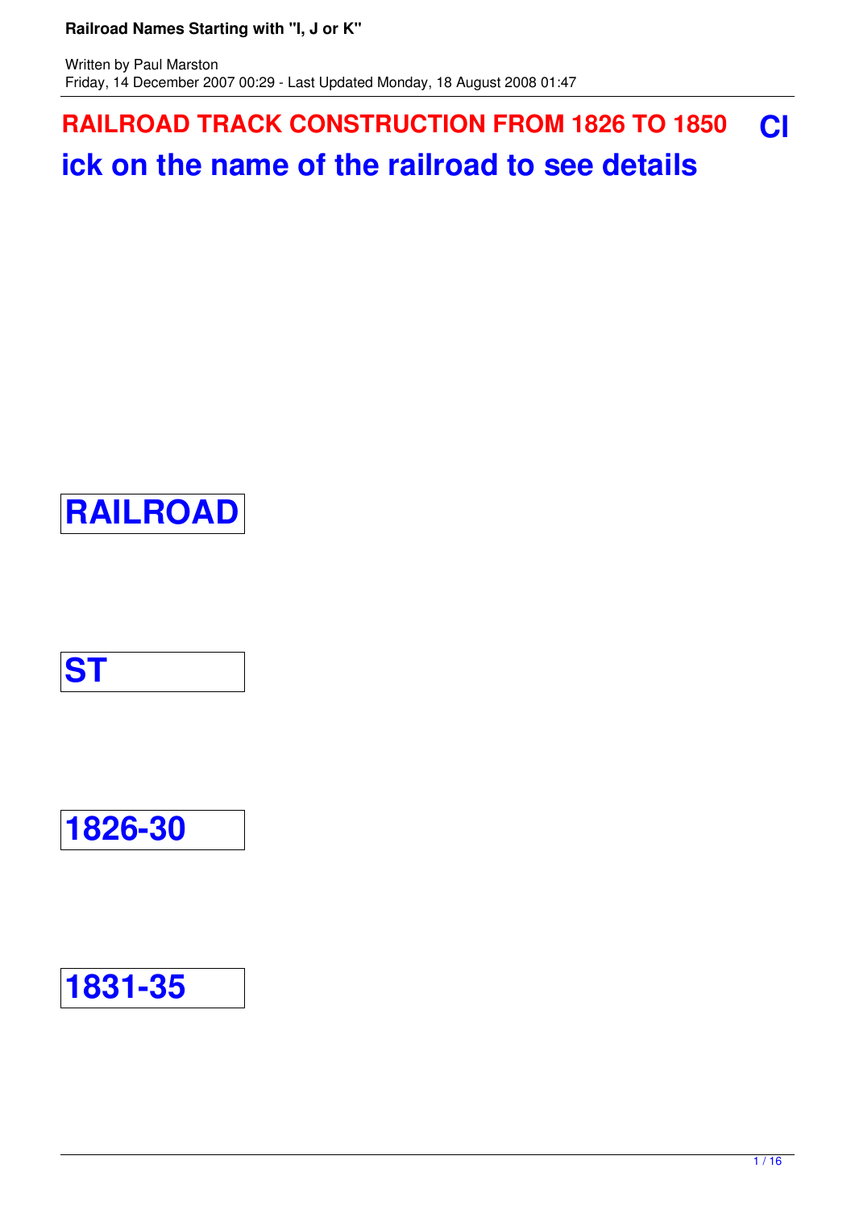## RAILROAD TRACK CONSTRUCTION FROM 1826 TO 1850

## Click on the name of the railroad to see details

| RAILROAD |
|---|
| ST |
| 1826-30 |
| 1831-35 |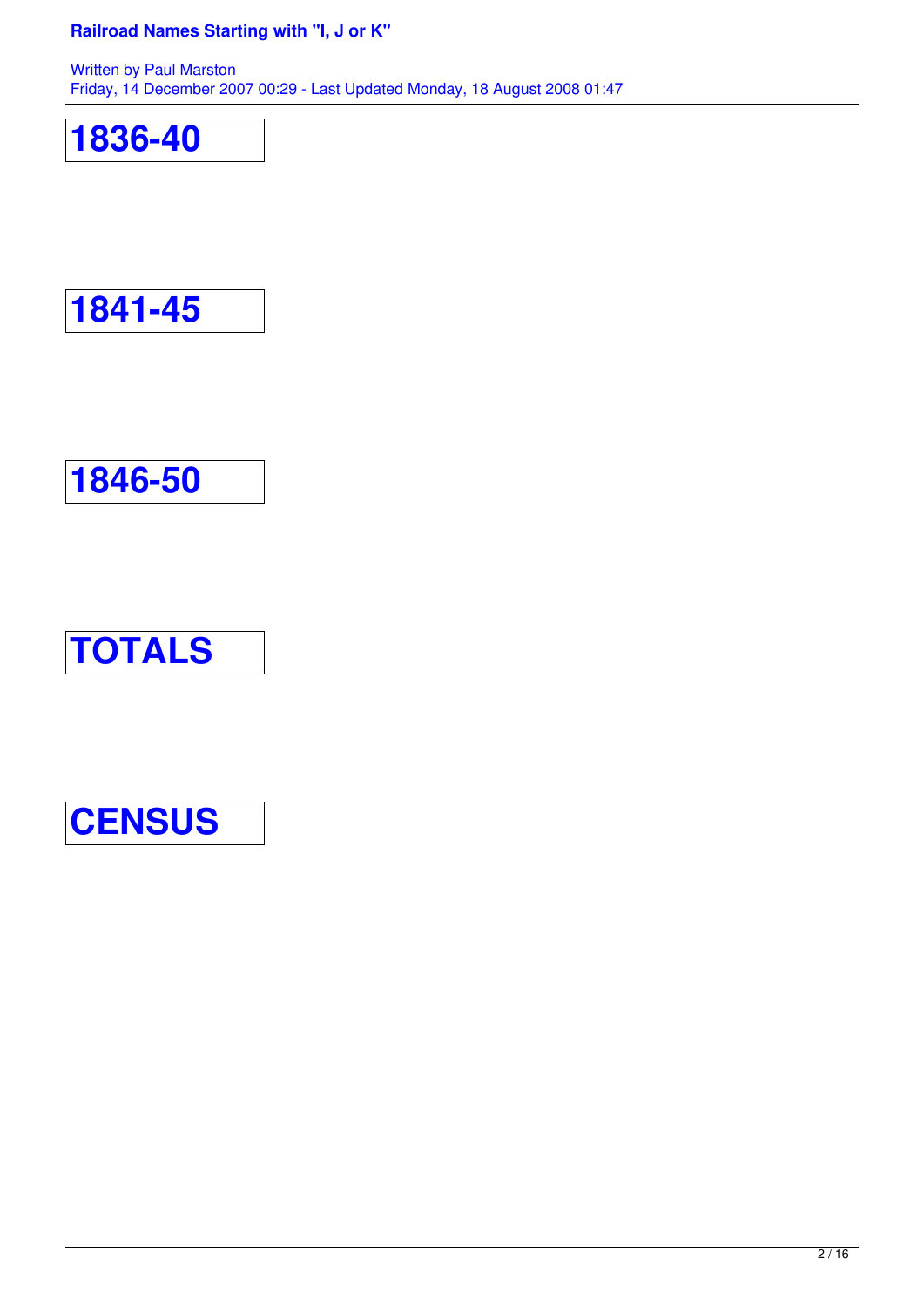# 1836-40

# 1841-45

# 1846-50

# TOTALS

# CENSUS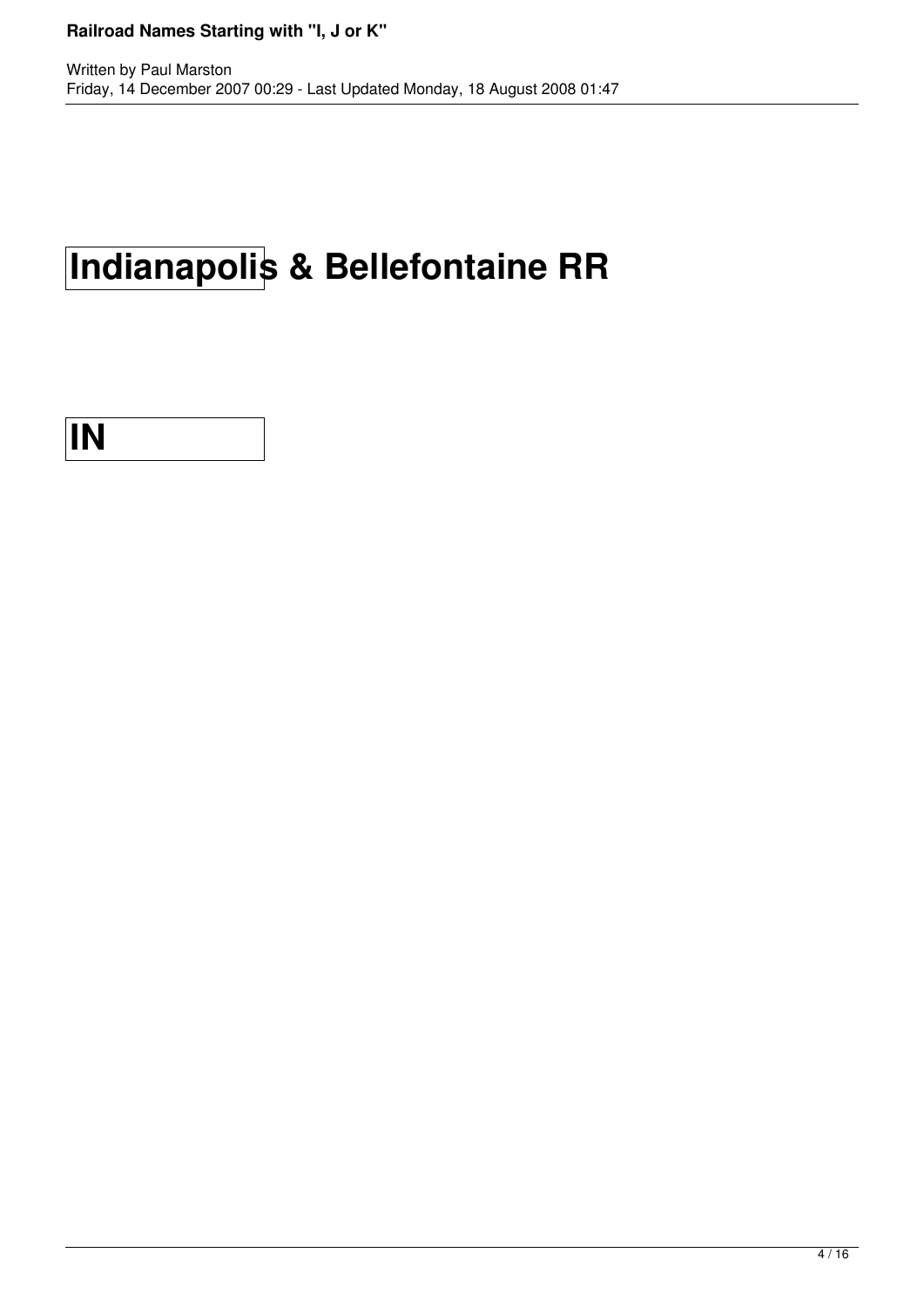# Indianapolis & Bellefontaine RR

# IN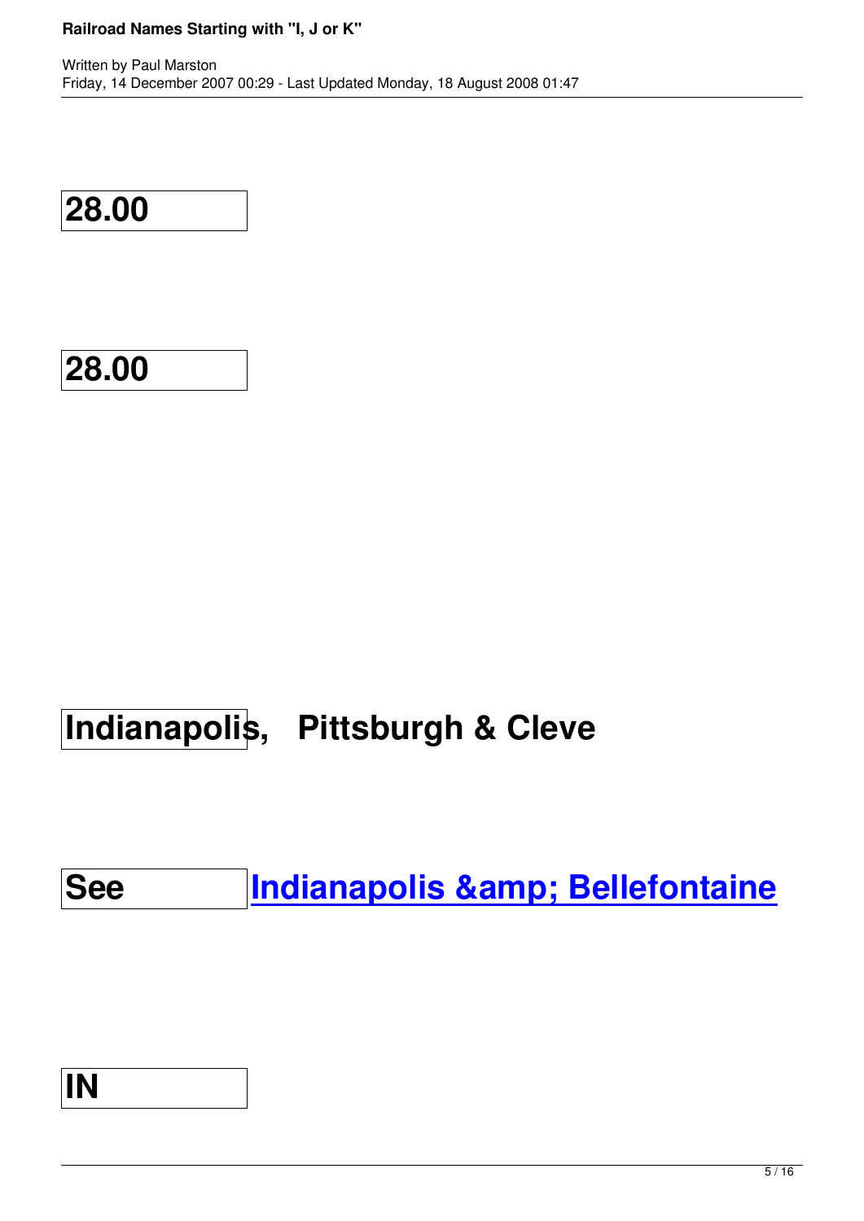| 28.00 | |
|---|---|
| 28.00 | |
| Indianapolis, | Pittsburgh & Cleve |
| See | [Indianapolis &amp; Bellefontaine](#) |
| IN | |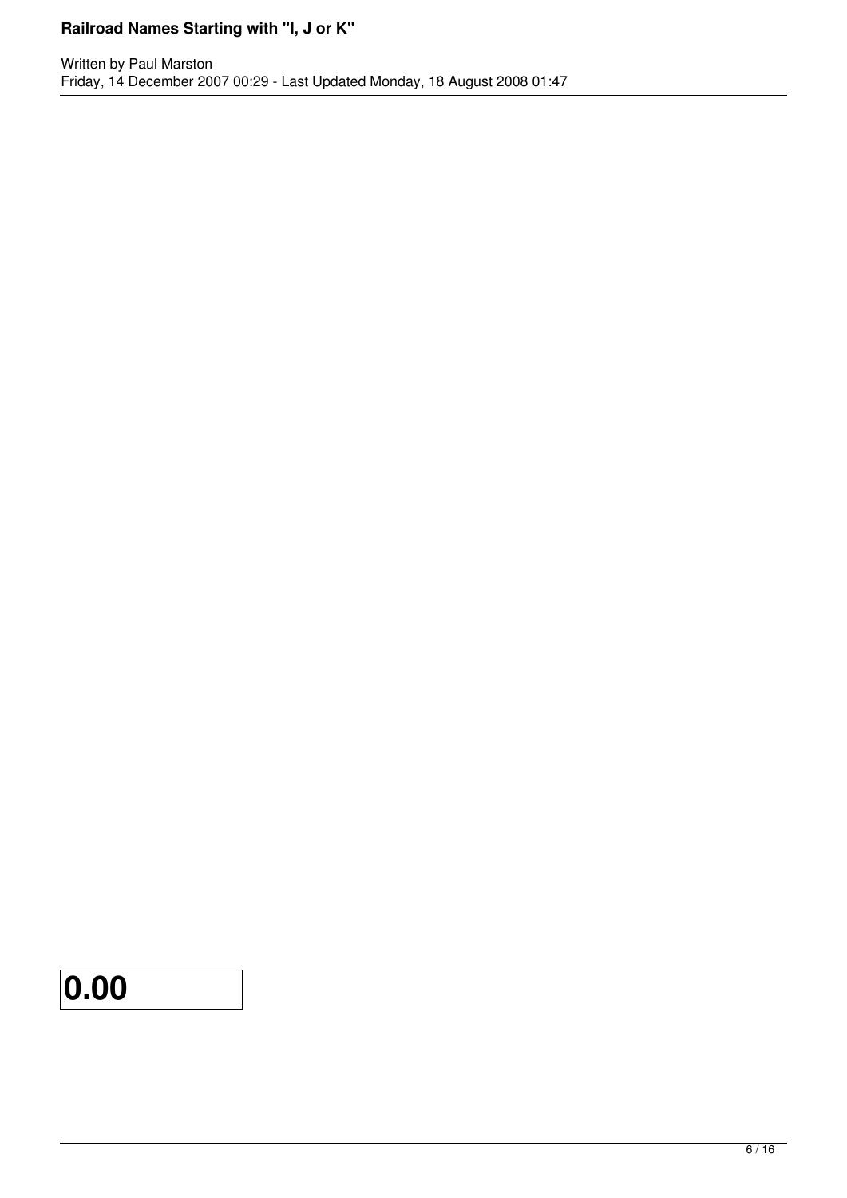**0.00**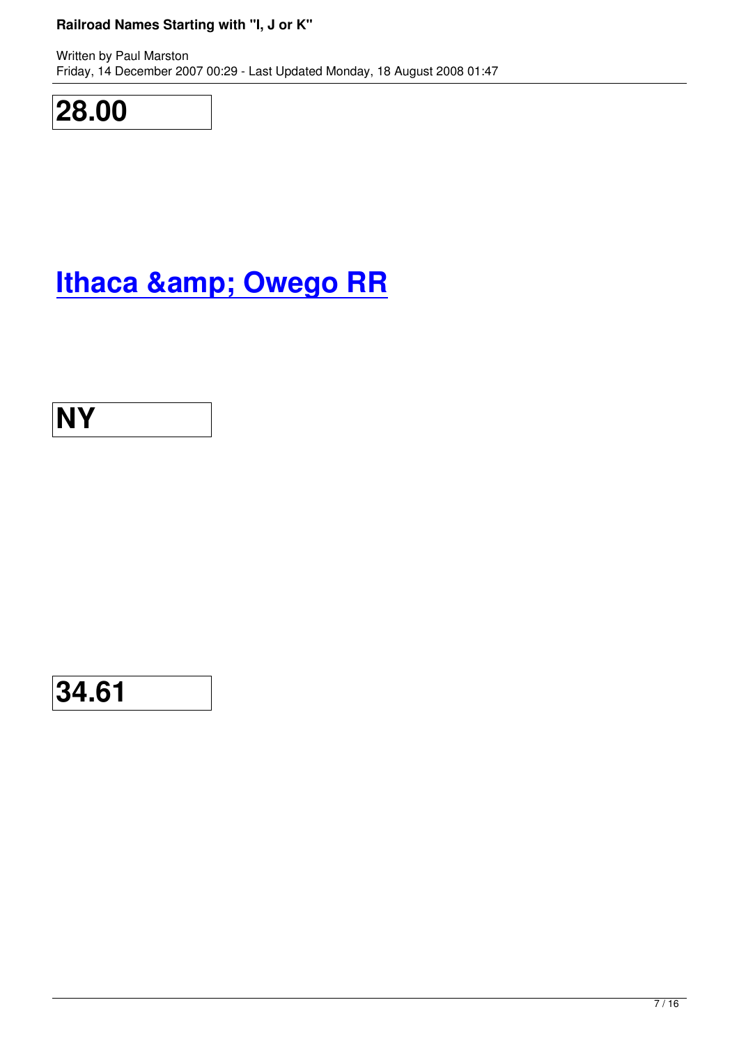**28.00**

# [Ithaca &amp; Owego RR]

**NY**

**34.61**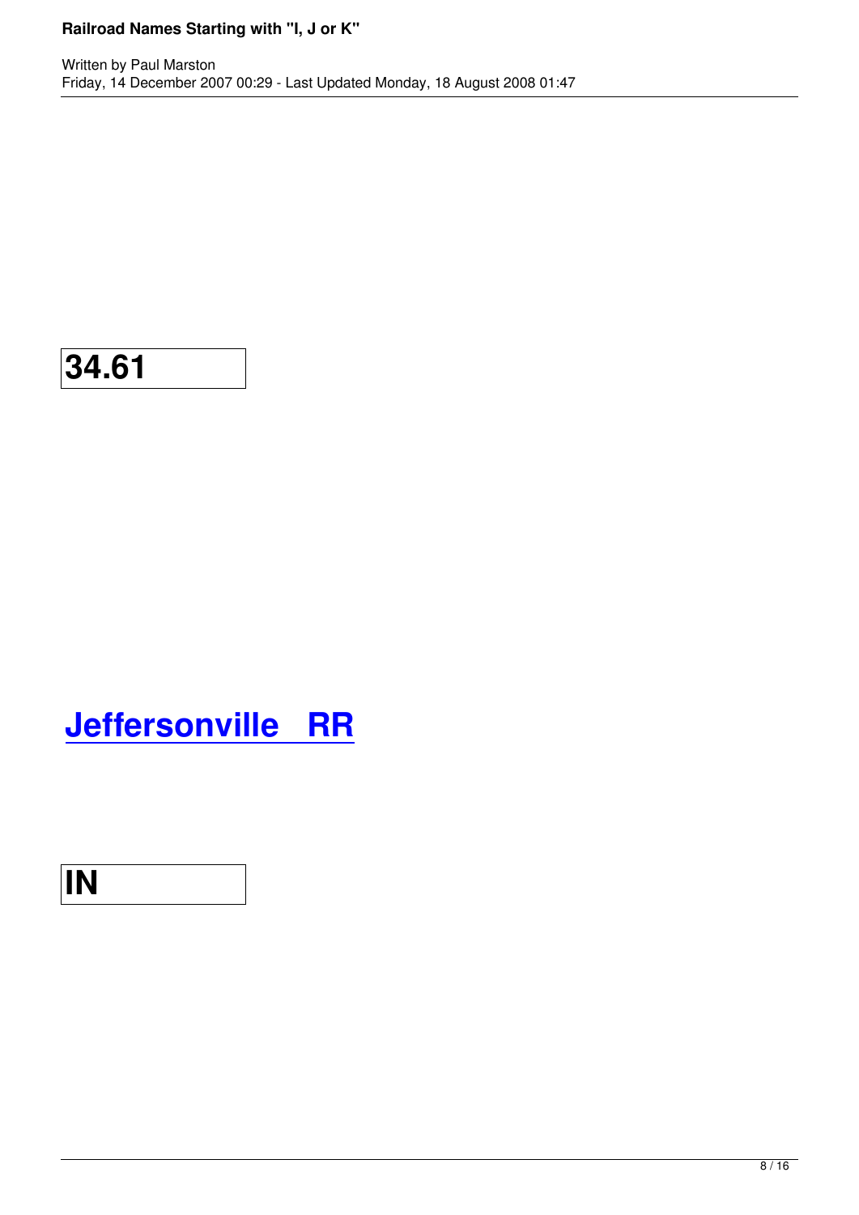**34.61**

**[Jeffersonville RR]**

**IN**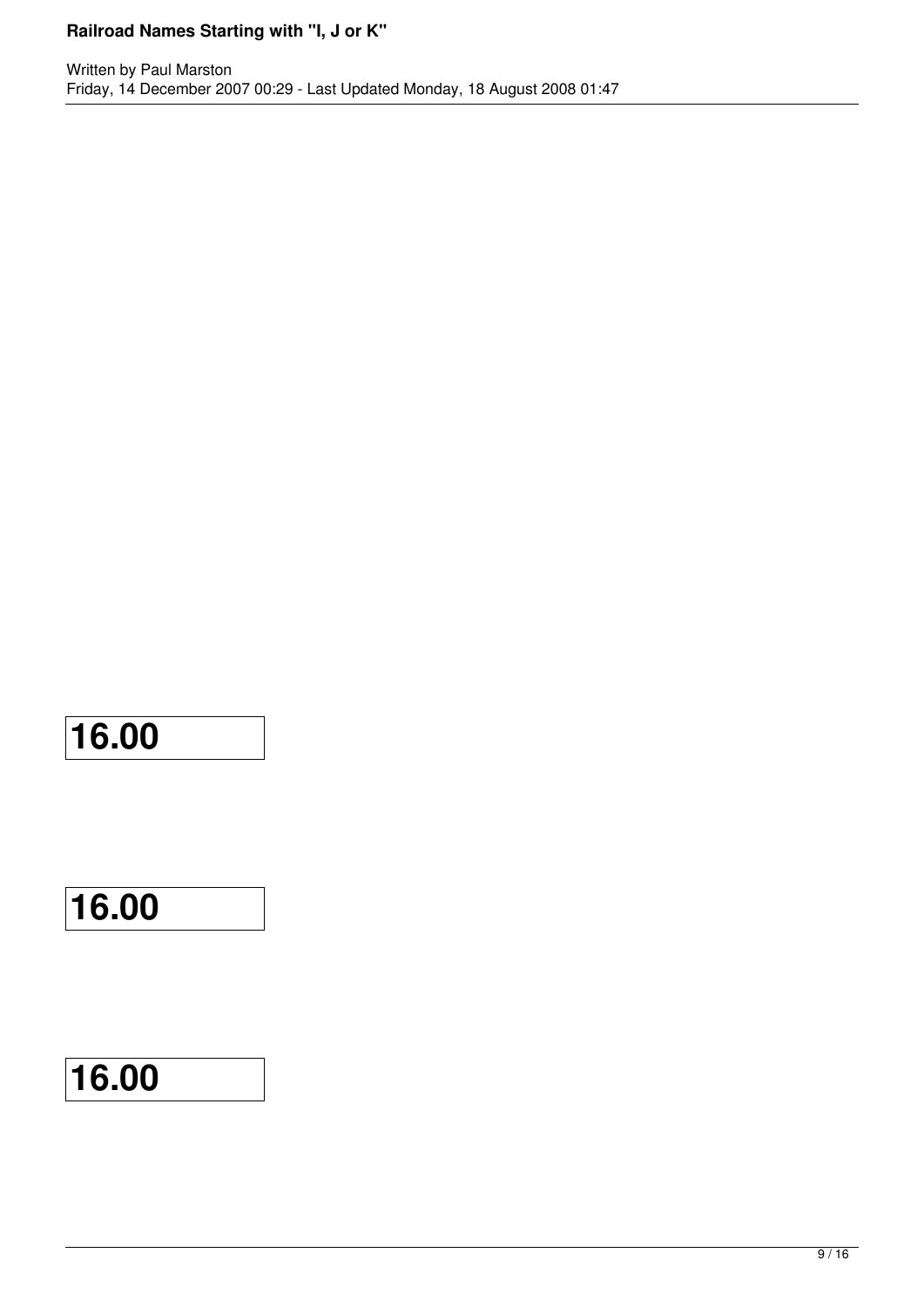**16.00**

**16.00**

**16.00**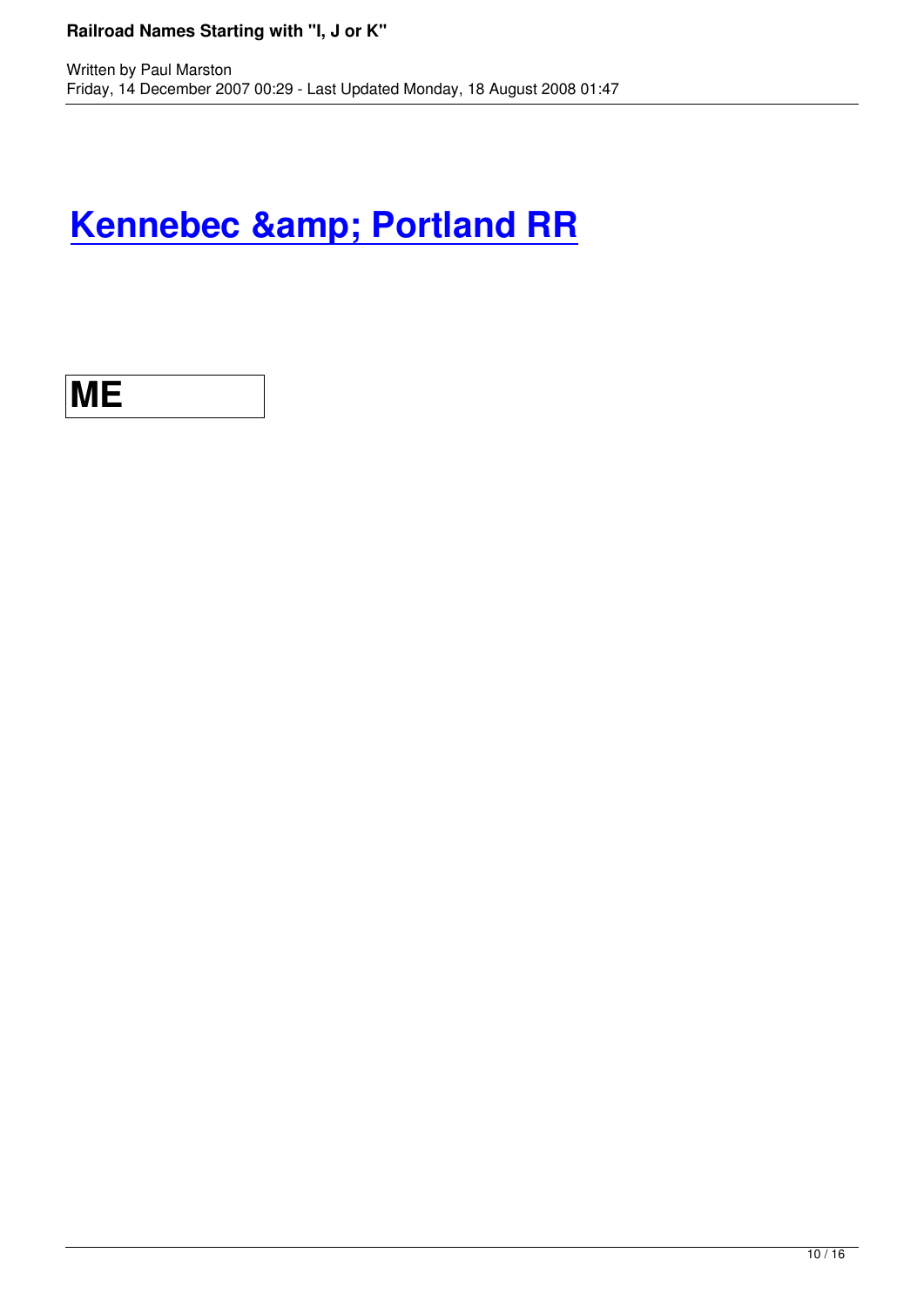# [Kennebec &amp; Portland RR]

| ME |
|---|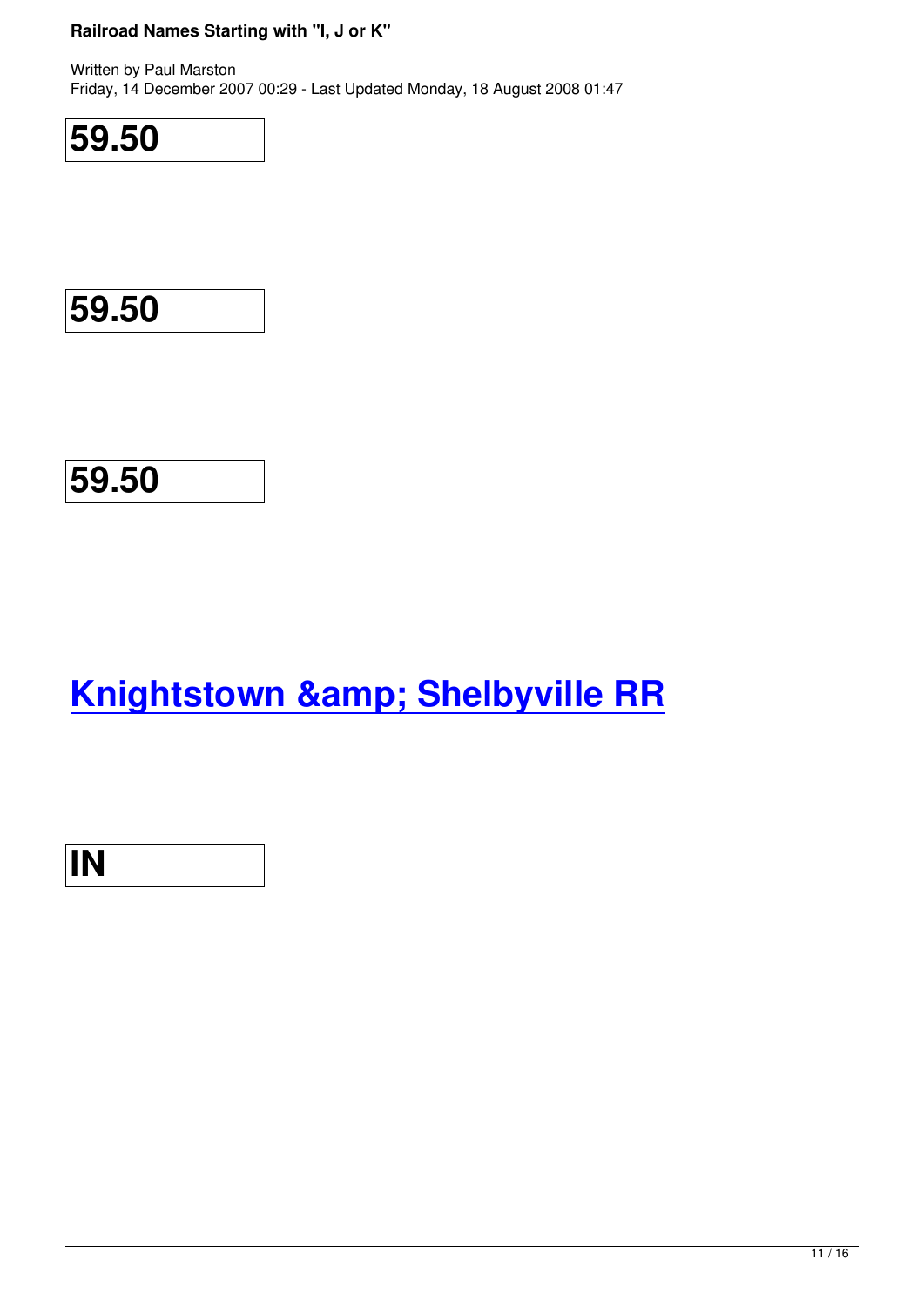| 59.50 |
|---|

| 59.50 |
|---|

| 59.50 |
|---|

## Knightstown &amp; Shelbyville RR

| IN |
|---|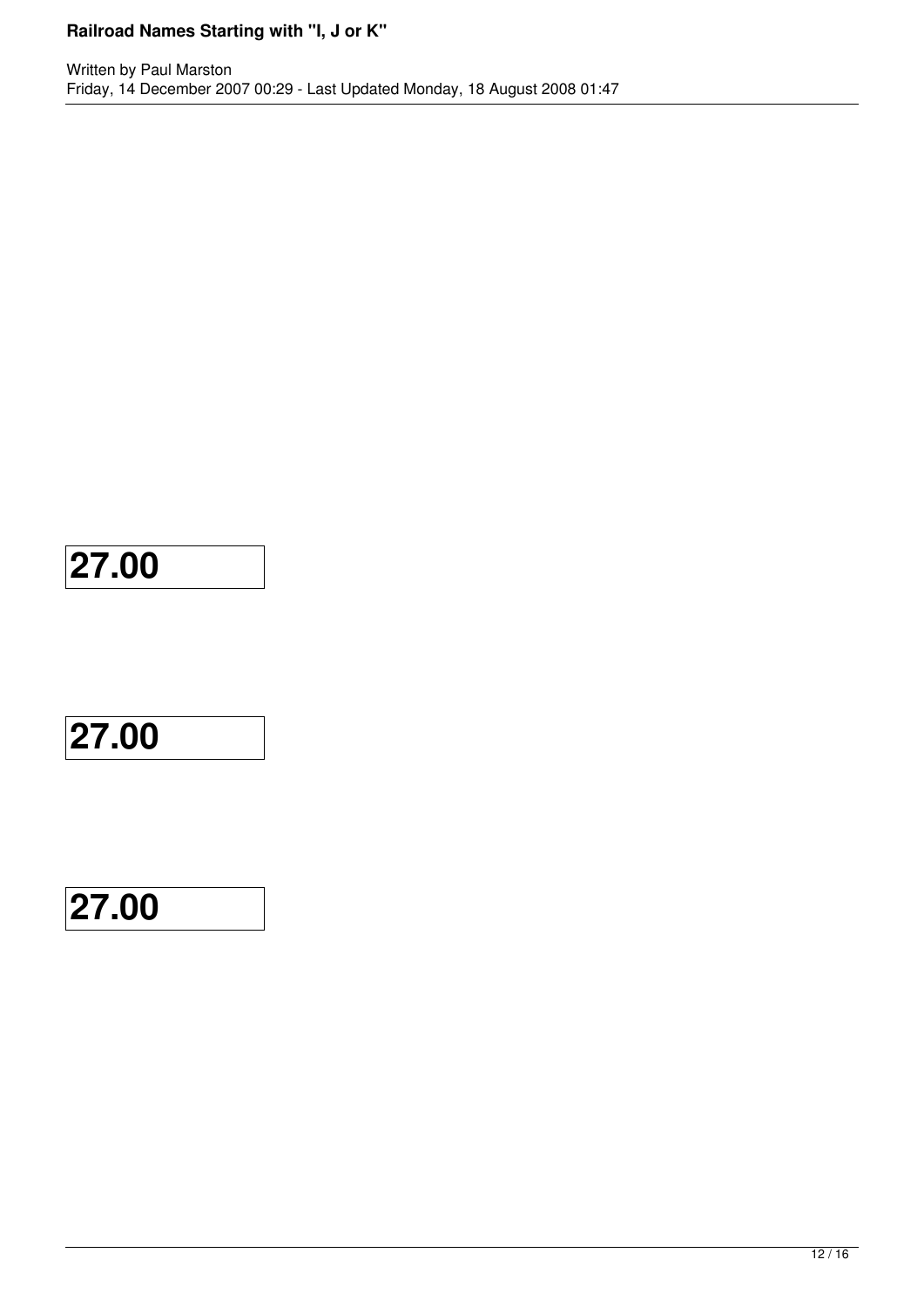| 27.00 |
|---|

| 27.00 |
|---|

| 27.00 |
|---|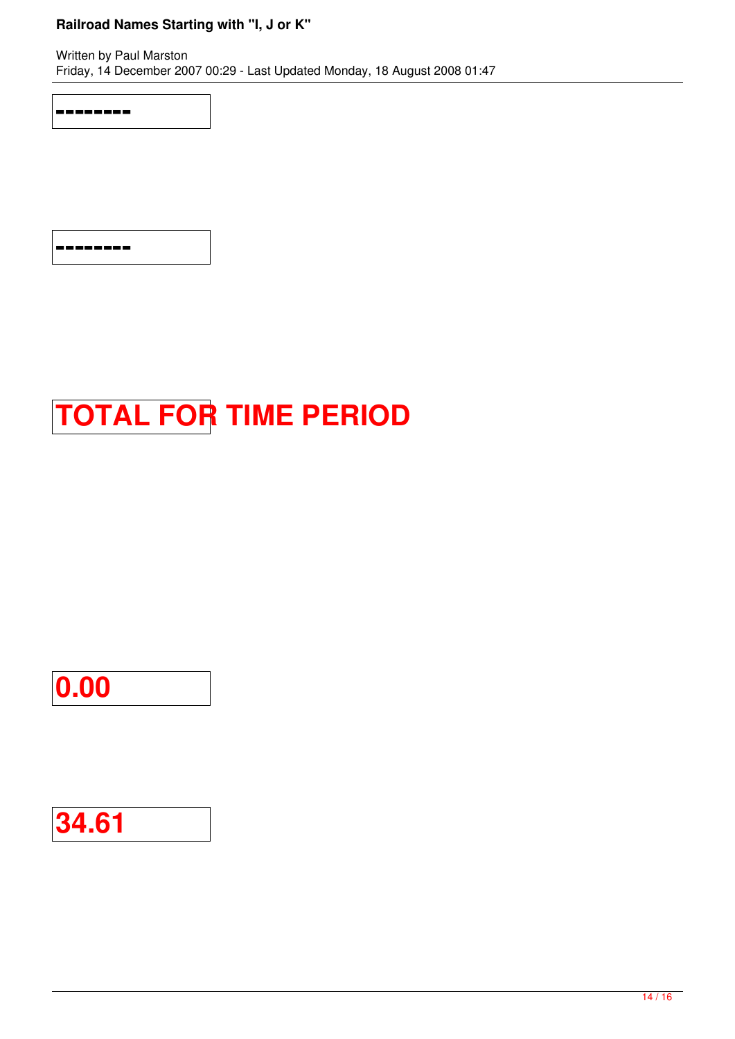--------

--------

**TOTAL FOR TIME PERIOD**

**0.00**

**34.61**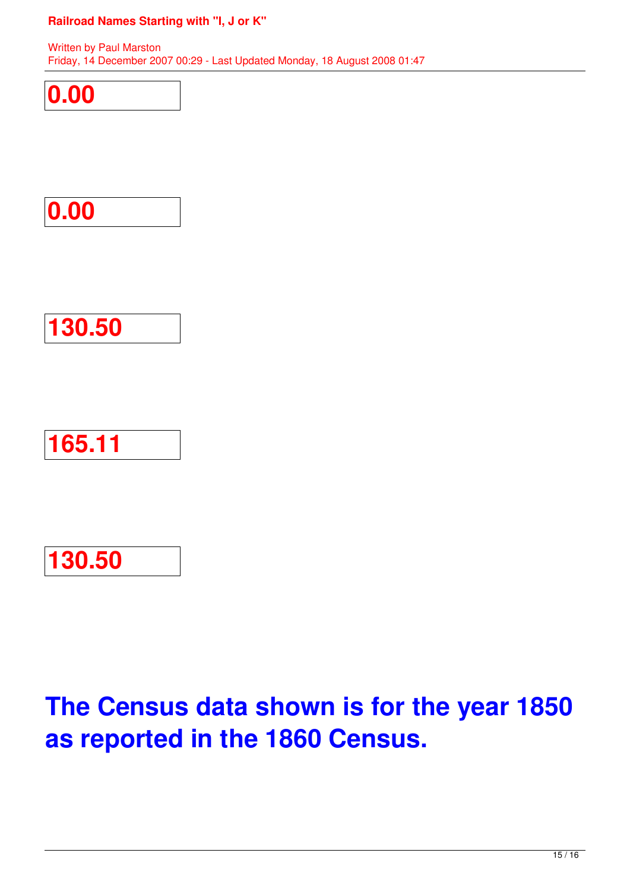**0.00**

**0.00**

**130.50**

**165.11**

**130.50**

# The Census data shown is for the year 1850 as reported in the 1860 Census.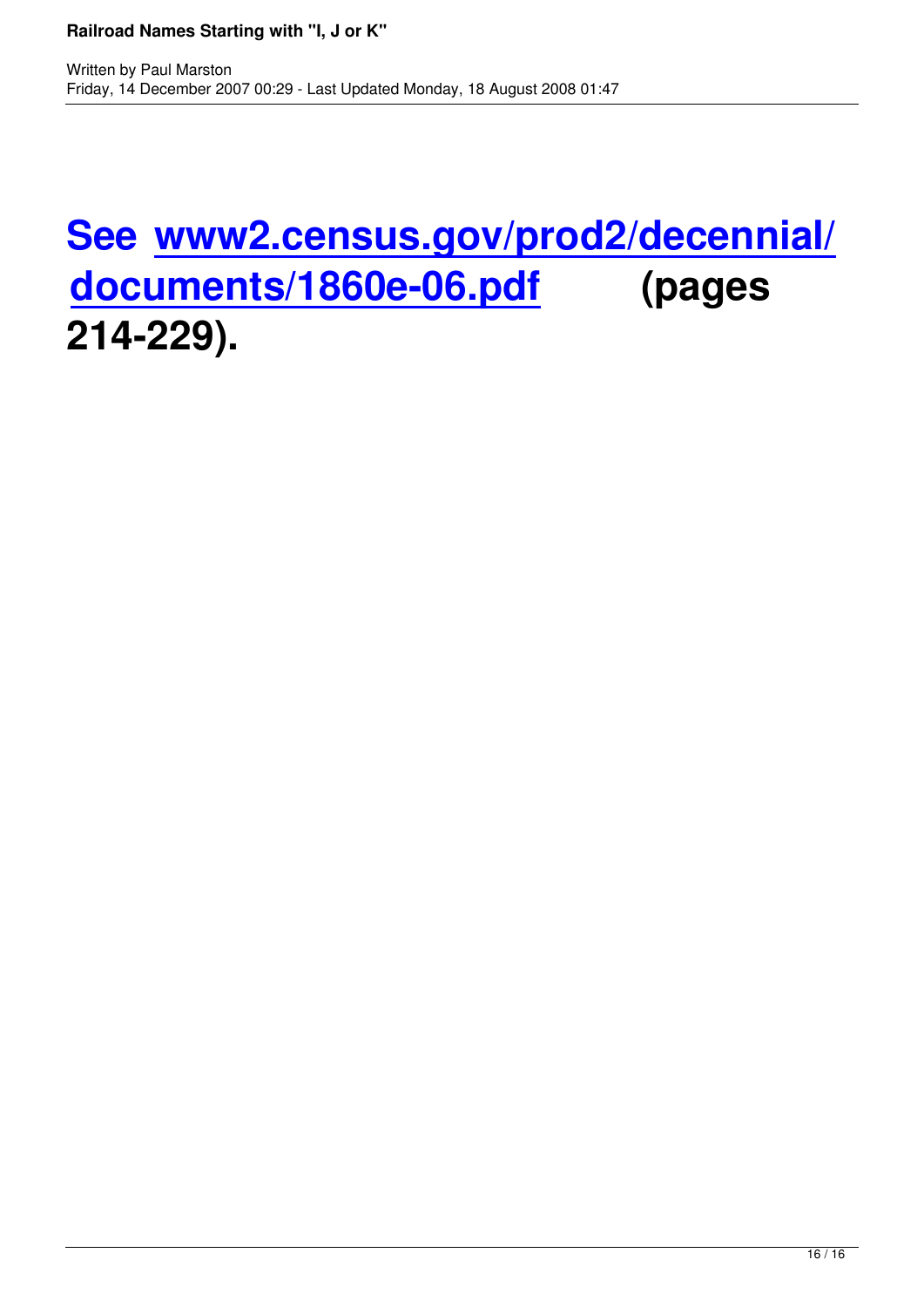**See [www2.census.gov/prod2/decennial/documents/1860e-06.pdf](www2.census.gov/prod2/decennial/documents/1860e-06.pdf) (pages 214-229).**